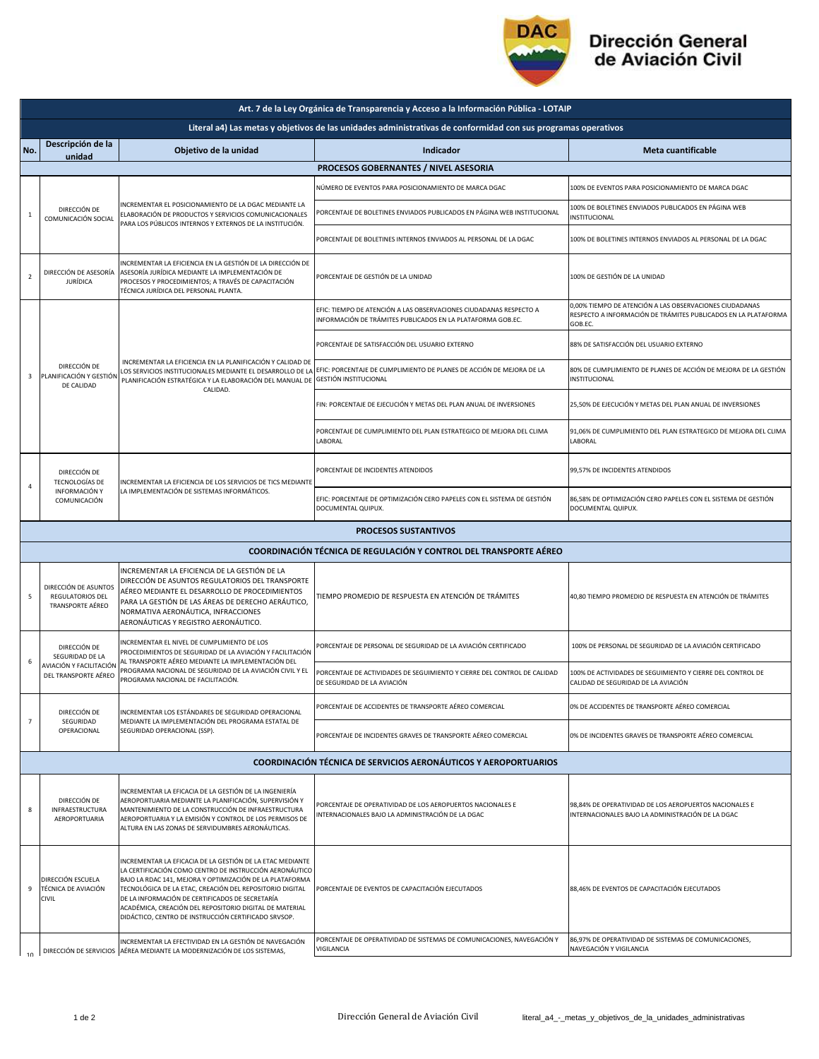# Dirección General de Aviación Civil

| Art. 7 de la Ley Orgánica de Transparencia y Acceso a la Información Pública - LOTAIP | | | | |
|---|---|---|---|---|
| **Literal a4) Las metas y objetivos de las unidades administrativas de conformidad con sus programas operativos** | | | | |
| **No.** | **Descripción de la unidad** | **Objetivo de la unidad** | **Indicador** | **Meta cuantificable** |
| **PROCESOS GOBERNANTES / NIVEL ASESORIA** | | | | |
| 1 | DIRECCIÓN DE COMUNICACIÓN SOCIAL | INCREMENTAR EL POSICIONAMIENTO DE LA DGAC MEDIANTE LA ELABORACIÓN DE PRODUCTOS Y SERVICIOS COMUNICACIONALES PARA LOS PÚBLICOS INTERNOS Y EXTERNOS DE LA INSTITUCIÓN. | NÚMERO DE EVENTOS PARA POSICIONAMIENTO DE MARCA DGAC | 100% DE EVENTOS PARA POSICIONAMIENTO DE MARCA DGAC |
| | | | PORCENTAJE DE BOLETINES ENVIADOS PUBLICADOS EN PÁGINA WEB INSTITUCIONAL | 100% DE BOLETINES ENVIADOS PUBLICADOS EN PÁGINA WEB INSTITUCIONAL |
| | | | PORCENTAJE DE BOLETINES INTERNOS ENVIADOS AL PERSONAL DE LA DGAC | 100% DE BOLETINES INTERNOS ENVIADOS AL PERSONAL DE LA DGAC |
| 2 | DIRECCIÓN DE ASESORÍA JURÍDICA | INCREMENTAR LA EFICIENCIA EN LA GESTIÓN DE LA DIRECCIÓN DE ASESORÍA JURÍDICA MEDIANTE LA IMPLEMENTACIÓN DE PROCESOS Y PROCEDIMIENTOS; A TRAVÉS DE CAPACITACIÓN TÉCNICA JURÍDICA DEL PERSONAL PLANTA. | PORCENTAJE DE GESTIÓN DE LA UNIDAD | 100% DE GESTIÓN DE LA UNIDAD |
| 3 | DIRECCIÓN DE PLANIFICACIÓN Y GESTIÓN DE CALIDAD | INCREMENTAR LA EFICIENCIA EN LA PLANIFICACIÓN Y CALIDAD DE LOS SERVICIOS INSTITUCIONALES MEDIANTE EL DESARROLLO DE LA PLANIFICACIÓN ESTRATÉGICA Y LA ELABORACIÓN DEL MANUAL DE CALIDAD. | EFIC: TIEMPO DE ATENCIÓN A LAS OBSERVACIONES CIUDADANAS RESPECTO A INFORMACIÓN DE TRÁMITES PUBLICADOS EN LA PLATAFORMA GOB.EC. | 0,00% TIEMPO DE ATENCIÓN A LAS OBSERVACIONES CIUDADANAS RESPECTO A INFORMACIÓN DE TRÁMITES PUBLICADOS EN LA PLATAFORMA GOB.EC. |
| | | | PORCENTAJE DE SATISFACCIÓN DEL USUARIO EXTERNO | 88% DE SATISFACCIÓN DEL USUARIO EXTERNO |
| | | | EFIC: PORCENTAJE DE CUMPLIMIENTO DE PLANES DE ACCIÓN DE MEJORA DE LA GESTIÓN INSTITUCIONAL | 80% DE CUMPLIMIENTO DE PLANES DE ACCIÓN DE MEJORA DE LA GESTIÓN INSTITUCIONAL |
| | | | FIN: PORCENTAJE DE EJECUCIÓN Y METAS DEL PLAN ANUAL DE INVERSIONES | 25,50% DE EJECUCIÓN Y METAS DEL PLAN ANUAL DE INVERSIONES |
| | | | PORCENTAJE DE CUMPLIMIENTO DEL PLAN ESTRATEGICO DE MEJORA DEL CLIMA LABORAL | 91,06% DE CUMPLIMIENTO DEL PLAN ESTRATEGICO DE MEJORA DEL CLIMA LABORAL |
| 4 | DIRECCIÓN DE TECNOLOGÍAS DE INFORMACIÓN Y COMUNICACIÓN | INCREMENTAR LA EFICIENCIA DE LOS SERVICIOS DE TICS MEDIANTE LA IMPLEMENTACIÓN DE SISTEMAS INFORMÁTICOS. | PORCENTAJE DE INCIDENTES ATENDIDOS | 99,57% DE INCIDENTES ATENDIDOS |
| | | | EFIC: PORCENTAJE DE OPTIMIZACIÓN CERO PAPELES CON EL SISTEMA DE GESTIÓN DOCUMENTAL QUIPUX. | 86,58% DE OPTIMIZACIÓN CERO PAPELES CON EL SISTEMA DE GESTIÓN DOCUMENTAL QUIPUX. |
| **PROCESOS SUSTANTIVOS** | | | | |
| **COORDINACIÓN TÉCNICA DE REGULACIÓN Y CONTROL DEL TRANSPORTE AÉREO** | | | | |
| 5 | DIRECCIÓN DE ASUNTOS REGULATORIOS DEL TRANSPORTE AÉREO | INCREMENTAR LA EFICIENCIA DE LA GESTIÓN DE LA DIRECCIÓN DE ASUNTOS REGULATORIOS DEL TRANSPORTE AÉREO MEDIANTE EL DESARROLLO DE PROCEDIMIENTOS PARA LA GESTIÓN DE LAS ÁREAS DE DERECHO AERÁUTICO, NORMATIVA AERONÁUTICA, INFRACCIONES AERONÁUTICAS Y REGISTRO AERONÁUTICO. | TIEMPO PROMEDIO DE RESPUESTA EN ATENCIÓN DE TRÁMITES | 40,80 TIEMPO PROMEDIO DE RESPUESTA EN ATENCIÓN DE TRÁMITES |
| 6 | DIRECCIÓN DE SEGURIDAD DE LA AVIACIÓN Y FACILITACIÓN DEL TRANSPORTE AÉREO | INCREMENTAR EL NIVEL DE CUMPLIMIENTO DE LOS PROCEDIMIENTOS DE SEGURIDAD DE LA AVIACIÓN Y FACILITACIÓN AL TRANSPORTE AÉREO MEDIANTE LA IMPLEMENTACIÓN DEL PROGRAMA NACIONAL DE SEGURIDAD DE LA AVIACIÓN CIVIL Y EL PROGRAMA NACIONAL DE FACILITACIÓN. | PORCENTAJE DE PERSONAL DE SEGURIDAD DE LA AVIACIÓN CERTIFICADO | 100% DE PERSONAL DE SEGURIDAD DE LA AVIACIÓN CERTIFICADO |
| | | | PORCENTAJE DE ACTIVIDADES DE SEGUIMIENTO Y CIERRE DEL CONTROL DE CALIDAD DE SEGURIDAD DE LA AVIACIÓN | 100% DE ACTIVIDADES DE SEGUIMIENTO Y CIERRE DEL CONTROL DE CALIDAD DE SEGURIDAD DE LA AVIACIÓN |
| 7 | DIRECCIÓN DE SEGURIDAD OPERACIONAL | INCREMENTAR LOS ESTÁNDARES DE SEGURIDAD OPERACIONAL MEDIANTE LA IMPLEMENTACIÓN DEL PROGRAMA ESTATAL DE SEGURIDAD OPERACIONAL (SSP). | PORCENTAJE DE ACCIDENTES DE TRANSPORTE AÉREO COMERCIAL | 0% DE ACCIDENTES DE TRANSPORTE AÉREO COMERCIAL |
| | | | PORCENTAJE DE INCIDENTES GRAVES DE TRANSPORTE AÉREO COMERCIAL | 0% DE INCIDENTES GRAVES DE TRANSPORTE AÉREO COMERCIAL |
| **COORDINACIÓN TÉCNICA DE SERVICIOS AERONÁUTICOS Y AEROPORTUARIOS** | | | | |
| 8 | DIRECCIÓN DE INFRAESTRUCTURA AEROPORTUARIA | INCREMENTAR LA EFICACIA DE LA GESTIÓN DE LA INGENIERÍA AEROPORTUARIA MEDIANTE LA PLANIFICACIÓN, SUPERVISIÓN Y MANTENIMIENTO DE LA CONSTRUCCIÓN DE INFRAESTRUCTURA AEROPORTUARIA Y LA EMISIÓN Y CONTROL DE LOS PERMISOS DE ALTURA EN LAS ZONAS DE SERVIDUMBRES AERONÁUTICAS. | PORCENTAJE DE OPERATIVIDAD DE LOS AEROPUERTOS NACIONALES E INTERNACIONALES BAJO LA ADMINISTRACIÓN DE LA DGAC | 98,84% DE OPERATIVIDAD DE LOS AEROPUERTOS NACIONALES E INTERNACIONALES BAJO LA ADMINISTRACIÓN DE LA DGAC |
| 9 | DIRECCIÓN ESCUELA TÉCNICA DE AVIACIÓN CIVIL | INCREMENTAR LA EFICACIA DE LA GESTIÓN DE LA ETAC MEDIANTE LA CERTIFICACIÓN COMO CENTRO DE INSTRUCCIÓN AERONÁUTICO BAJO LA RDAC 141, MEJORA Y OPTIMIZACIÓN DE LA PLATAFORMA TECNOLÓGICA DE LA ETAC, CREACIÓN DEL REPOSITORIO DIGITAL DE LA INFORMACIÓN DE CERTIFICADOS DE SECRETARÍA ACADÉMICA, CREACIÓN DEL REPOSITORIO DIGITAL DE MATERIAL DIDÁCTICO, CENTRO DE INSTRUCCIÓN CERTIFICADO SRVSOP. | PORCENTAJE DE EVENTOS DE CAPACITACIÓN EJECUTADOS | 88,46% DE EVENTOS DE CAPACITACIÓN EJECUTADOS |
| 10 | DIRECCIÓN DE SERVICIOS | INCREMENTAR LA EFECTIVIDAD EN LA GESTIÓN DE NAVEGACIÓN AÉREA MEDIANTE LA MODERNIZACIÓN DE LOS SISTEMAS, | PORCENTAJE DE OPERATIVIDAD DE SISTEMAS DE COMUNICACIONES, NAVEGACIÓN Y VIGILANCIA | 86,97% DE OPERATIVIDAD DE SISTEMAS DE COMUNICACIONES, NAVEGACIÓN Y VIGILANCIA |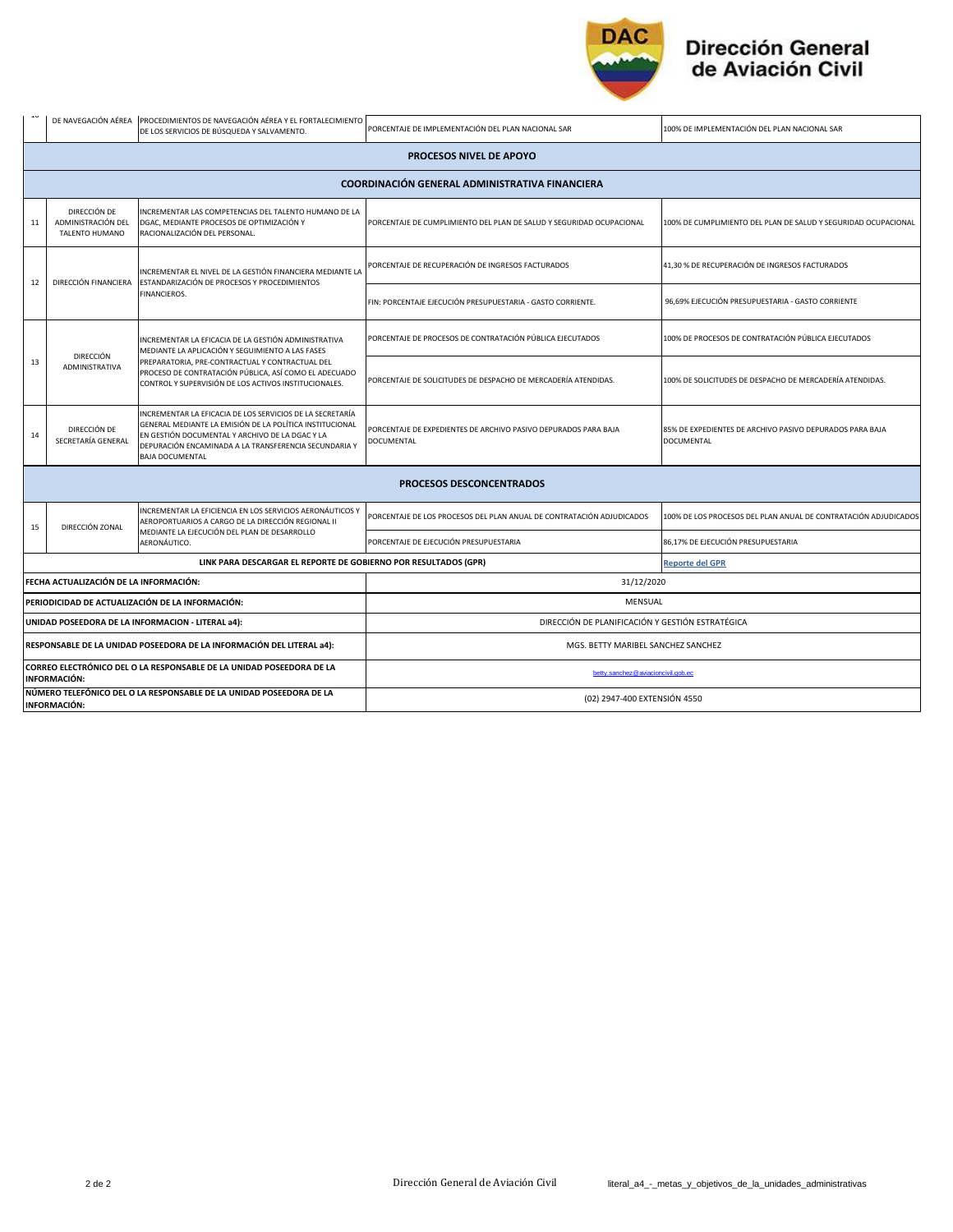| | | | | |
|---|---|---|---|---|
| 10 | DE NAVEGACIÓN AÉREA | PROCEDIMIENTOS DE NAVEGACIÓN AÉREA Y EL FORTALECIMIENTO DE LOS SERVICIOS DE BÚSQUEDA Y SALVAMENTO. | PORCENTAJE DE IMPLEMENTACIÓN DEL PLAN NACIONAL SAR | 100% DE IMPLEMENTACIÓN DEL PLAN NACIONAL SAR |
| **PROCESOS NIVEL DE APOYO** | | | | |
| **COORDINACIÓN GENERAL ADMINISTRATIVA FINANCIERA** | | | | |
| 11 | DIRECCIÓN DE ADMINISTRACIÓN DEL TALENTO HUMANO | INCREMENTAR LAS COMPETENCIAS DEL TALENTO HUMANO DE LA DGAC, MEDIANTE PROCESOS DE OPTIMIZACIÓN Y RACIONALIZACIÓN DEL PERSONAL. | PORCENTAJE DE CUMPLIMIENTO DEL PLAN DE SALUD Y SEGURIDAD OCUPACIONAL | 100% DE CUMPLIMIENTO DEL PLAN DE SALUD Y SEGURIDAD OCUPACIONAL |
| 12 | DIRECCIÓN FINANCIERA | INCREMENTAR EL NIVEL DE LA GESTIÓN FINANCIERA MEDIANTE LA ESTANDARIZACIÓN DE PROCESOS Y PROCEDIMIENTOS FINANCIEROS. | PORCENTAJE DE RECUPERACIÓN DE INGRESOS FACTURADOS | 41,30 % DE RECUPERACIÓN DE INGRESOS FACTURADOS |
| | | | FIN: PORCENTAJE EJECUCIÓN PRESUPUESTARIA - GASTO CORRIENTE. | 96,69% EJECUCIÓN PRESUPUESTARIA - GASTO CORRIENTE |
| 13 | DIRECCIÓN ADMINISTRATIVA | INCREMENTAR LA EFICACIA DE LA GESTIÓN ADMINISTRATIVA MEDIANTE LA APLICACIÓN Y SEGUIMIENTO A LAS FASES PREPARATORIA, PRE-CONTRACTUAL Y CONTRACTUAL DEL PROCESO DE CONTRATACIÓN PÚBLICA, ASÍ COMO EL ADECUADO CONTROL Y SUPERVISIÓN DE LOS ACTIVOS INSTITUCIONALES. | PORCENTAJE DE PROCESOS DE CONTRATACIÓN PÚBLICA EJECUTADOS | 100% DE PROCESOS DE CONTRATACIÓN PÚBLICA EJECUTADOS |
| | | | PORCENTAJE DE SOLICITUDES DE DESPACHO DE MERCADERÍA ATENDIDAS. | 100% DE SOLICITUDES DE DESPACHO DE MERCADERÍA ATENDIDAS. |
| 14 | DIRECCIÓN DE SECRETARÍA GENERAL | INCREMENTAR LA EFICACIA DE LOS SERVICIOS DE LA SECRETARÍA GENERAL MEDIANTE LA EMISIÓN DE LA POLÍTICA INSTITUCIONAL EN GESTIÓN DOCUMENTAL Y ARCHIVO DE LA DGAC Y LA DEPURACIÓN ENCAMINADA A LA TRANSFERENCIA SECUNDARIA Y BAJA DOCUMENTAL | PORCENTAJE DE EXPEDIENTES DE ARCHIVO PASIVO DEPURADOS PARA BAJA DOCUMENTAL | 85% DE EXPEDIENTES DE ARCHIVO PASIVO DEPURADOS PARA BAJA DOCUMENTAL |
| **PROCESOS DESCONCENTRADOS** | | | | |
| 15 | DIRECCIÓN ZONAL | INCREMENTAR LA EFICIENCIA EN LOS SERVICIOS AERONÁUTICOS Y AEROPORTUARIOS A CARGO DE LA DIRECCIÓN REGIONAL II MEDIANTE LA EJECUCIÓN DEL PLAN DE DESARROLLO AERONÁUTICO. | PORCENTAJE DE LOS PROCESOS DEL PLAN ANUAL DE CONTRATACIÓN ADJUDICADOS | 100% DE LOS PROCESOS DEL PLAN ANUAL DE CONTRATACIÓN ADJUDICADOS |
| | | | PORCENTAJE DE EJECUCIÓN PRESUPUESTARIA | 86,17% DE EJECUCIÓN PRESUPUESTARIA |
| **LINK PARA DESCARGAR EL REPORTE DE GOBIERNO POR RESULTADOS (GPR)** | | | | Reporte del GPR |
| **FECHA ACTUALIZACIÓN DE LA INFORMACIÓN:** | | | 31/12/2020 | |
| **PERIODICIDAD DE ACTUALIZACIÓN DE LA INFORMACIÓN:** | | | MENSUAL | |
| **UNIDAD POSEEDORA DE LA INFORMACION - LITERAL a4):** | | | DIRECCIÓN DE PLANIFICACIÓN Y GESTIÓN ESTRATÉGICA | |
| **RESPONSABLE DE LA UNIDAD POSEEDORA DE LA INFORMACIÓN DEL LITERAL a4):** | | | MGS. BETTY MARIBEL SANCHEZ SANCHEZ | |
| **CORREO ELECTRÓNICO DEL O LA RESPONSABLE DE LA UNIDAD POSEEDORA DE LA INFORMACIÓN:** | | | betty.sanchez@aviacioncivil.gob.ec | |
| **NÚMERO TELEFÓNICO DEL O LA RESPONSABLE DE LA UNIDAD POSEEDORA DE LA INFORMACIÓN:** | | | (02) 2947-400 EXTENSIÓN 4550 | |